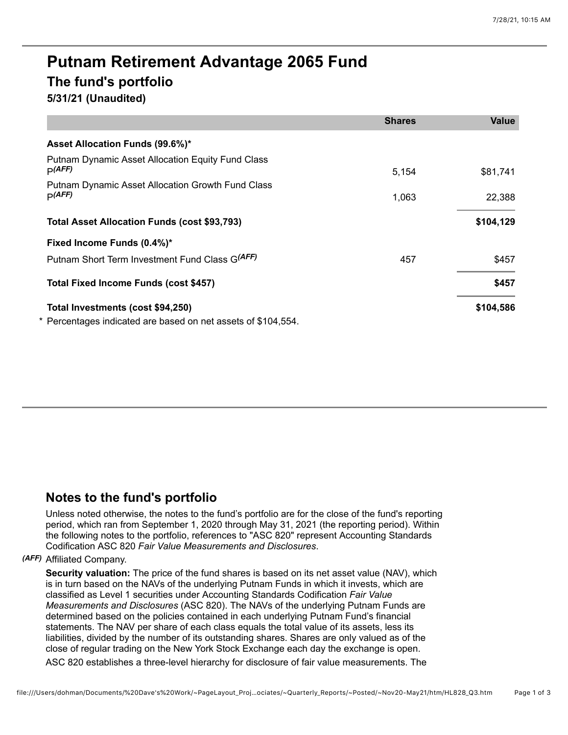# Putnam Retirement Advantage 2065 Fund

## The fund's portfolio

**5/31/21 (Unaudited)**

| | Shares | Value |
|---|---|---|
| **Asset Allocation Funds (99.6%)*** | | |
| Putnam Dynamic Asset Allocation Equity Fund Class P*(AFF)* | 5,154 | $81,741 |
| Putnam Dynamic Asset Allocation Growth Fund Class P*(AFF)* | 1,063 | 22,388 |
| **Total Asset Allocation Funds (cost $93,793)** | | **$104,129** |
| **Fixed Income Funds (0.4%)*** | | |
| Putnam Short Term Investment Fund Class G*(AFF)* | 457 | $457 |
| **Total Fixed Income Funds (cost $457)** | | **$457** |
| **Total Investments (cost $94,250)** | | **$104,586** |

\* Percentages indicated are based on net assets of $104,554.

## Notes to the fund's portfolio

Unless noted otherwise, the notes to the fund's portfolio are for the close of the fund's reporting period, which ran from September 1, 2020 through May 31, 2021 (the reporting period). Within the following notes to the portfolio, references to "ASC 820" represent Accounting Standards Codification ASC 820 *Fair Value Measurements and Disclosures*.

*(AFF)* Affiliated Company.

**Security valuation:** The price of the fund shares is based on its net asset value (NAV), which is in turn based on the NAVs of the underlying Putnam Funds in which it invests, which are classified as Level 1 securities under Accounting Standards Codification *Fair Value Measurements and Disclosures* (ASC 820). The NAVs of the underlying Putnam Funds are determined based on the policies contained in each underlying Putnam Fund's financial statements. The NAV per share of each class equals the total value of its assets, less its liabilities, divided by the number of its outstanding shares. Shares are only valued as of the close of regular trading on the New York Stock Exchange each day the exchange is open.

ASC 820 establishes a three-level hierarchy for disclosure of fair value measurements. The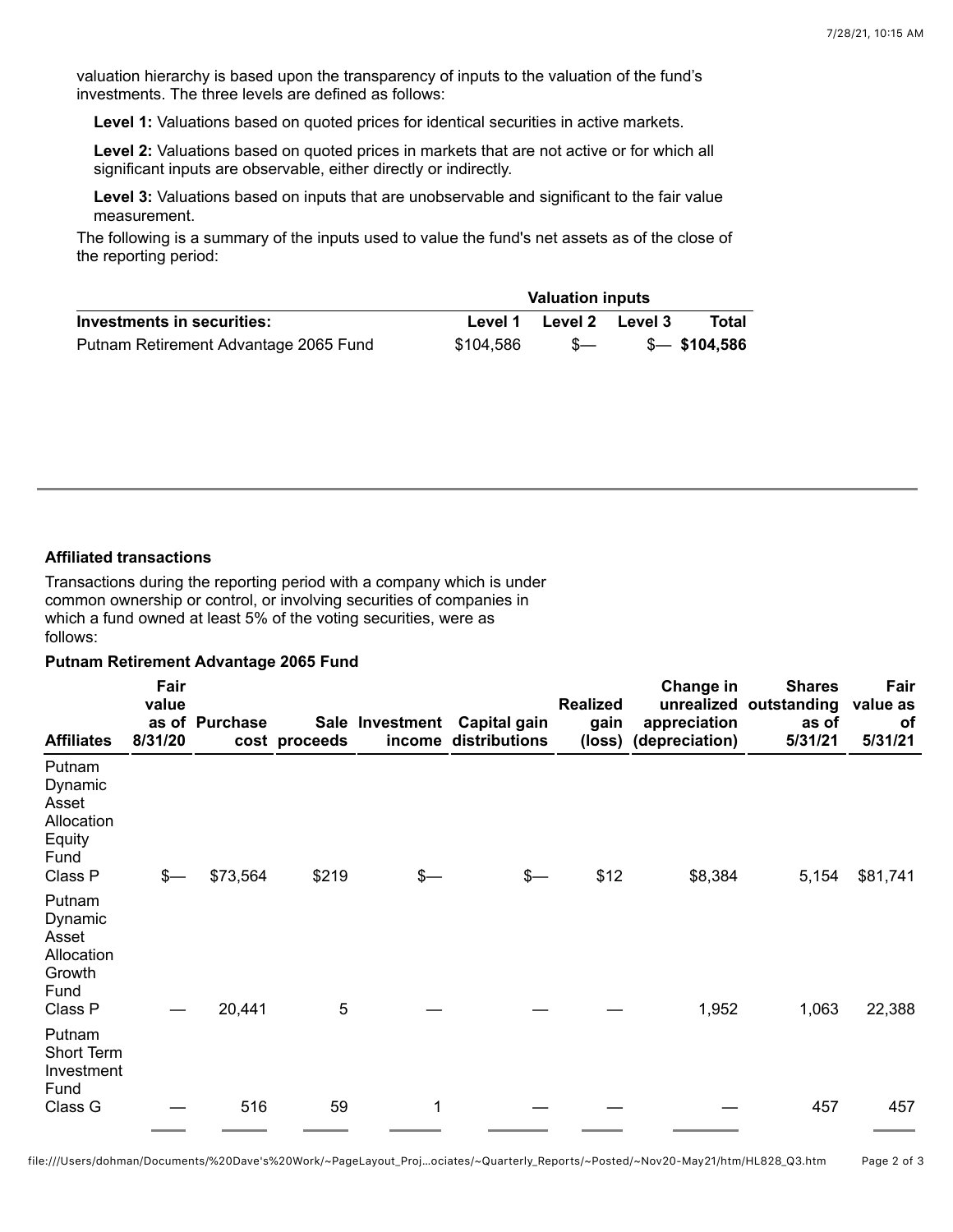valuation hierarchy is based upon the transparency of inputs to the valuation of the fund's investments. The three levels are defined as follows:

**Level 1:** Valuations based on quoted prices for identical securities in active markets.

**Level 2:** Valuations based on quoted prices in markets that are not active or for which all significant inputs are observable, either directly or indirectly.

**Level 3:** Valuations based on inputs that are unobservable and significant to the fair value measurement.

The following is a summary of the inputs used to value the fund's net assets as of the close of the reporting period:

| | Valuation inputs | | | |
|---|---|---|---|---|
| **Investments in securities:** | **Level 1** | **Level 2** | **Level 3** | **Total** |
| Putnam Retirement Advantage 2065 Fund | $104,586 | $— | $— | **$104,586** |

**Affiliated transactions**

Transactions during the reporting period with a company which is under common ownership or control, or involving securities of companies in which a fund owned at least 5% of the voting securities, were as follows:

**Putnam Retirement Advantage 2065 Fund**

| Affiliates | Fair value as of 8/31/20 | Purchase cost | Sale proceeds | Investment income | Capital gain distributions | Realized gain (loss) | Change in unrealized appreciation (depreciation) | Shares outstanding as of 5/31/21 | Fair value as of 5/31/21 |
|---|---|---|---|---|---|---|---|---|---|
| Putnam Dynamic Asset Allocation Equity Fund Class P | $— | $73,564 | $219 | $— | $— | $12 | $8,384 | 5,154 | $81,741 |
| Putnam Dynamic Asset Allocation Growth Fund Class P | — | 20,441 | 5 | — | — | — | 1,952 | 1,063 | 22,388 |
| Putnam Short Term Investment Fund Class G | — | 516 | 59 | 1 | — | — | — | 457 | 457 |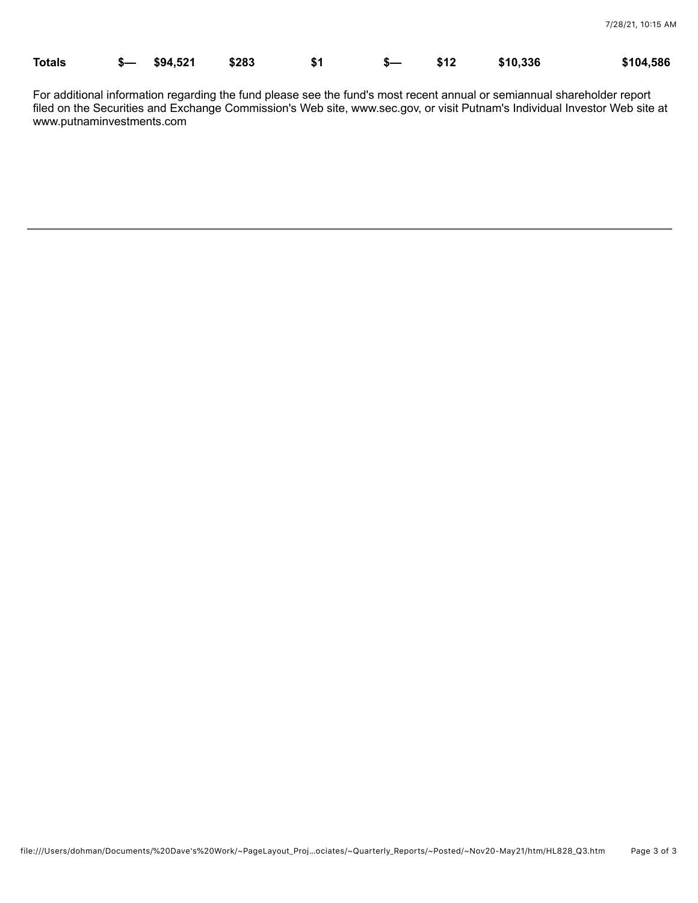| | | | | | | | | |
|---|---|---|---|---|---|---|---|---|
| **Totals** | **$—** | **$94,521** | **$283** | **$1** | **$—** | **$12** | **$10,336** | **$104,586** |

For additional information regarding the fund please see the fund's most recent annual or semiannual shareholder report filed on the Securities and Exchange Commission's Web site, www.sec.gov, or visit Putnam's Individual Investor Web site at www.putnaminvestments.com